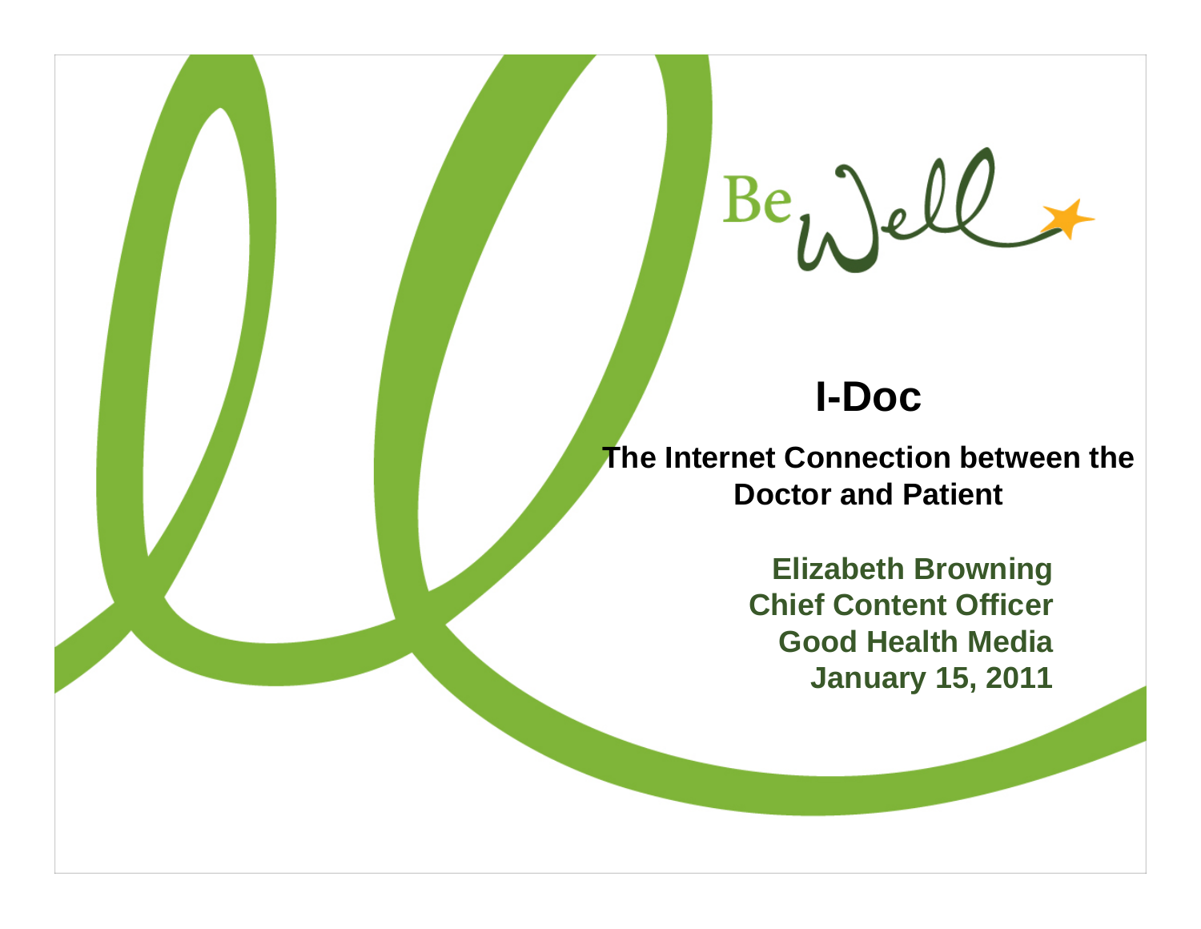Be Well

# I-Doc

## The Internet Connection between the Doctor and Patient

**Elizabeth Browning**
**Chief Content Officer**
**Good Health Media**
**January 15, 2011**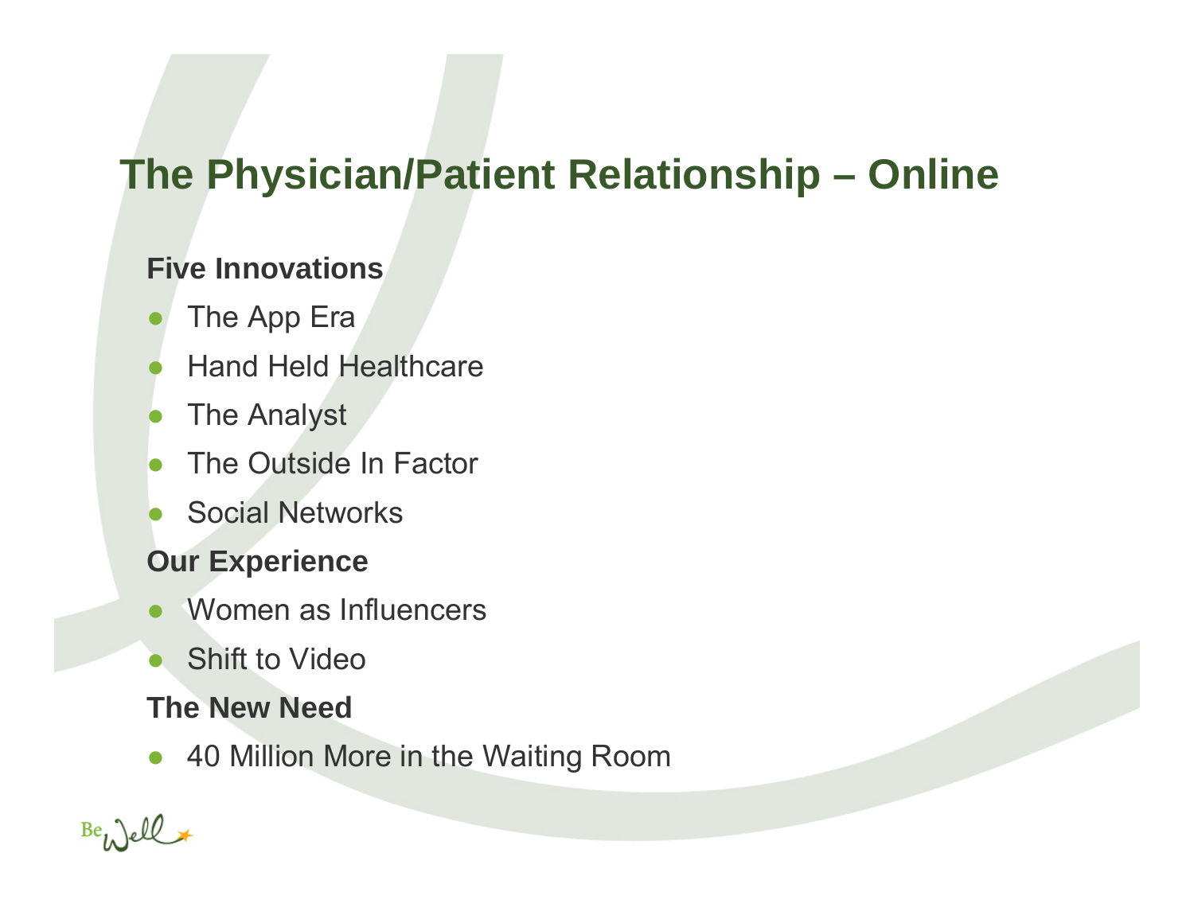# The Physician/Patient Relationship – Online

**Five Innovations**

- The App Era
- Hand Held Healthcare
- The Analyst
- The Outside In Factor
- Social Networks

**Our Experience**

- Women as Influencers
- Shift to Video

**The New Need**

- 40 Million More in the Waiting Room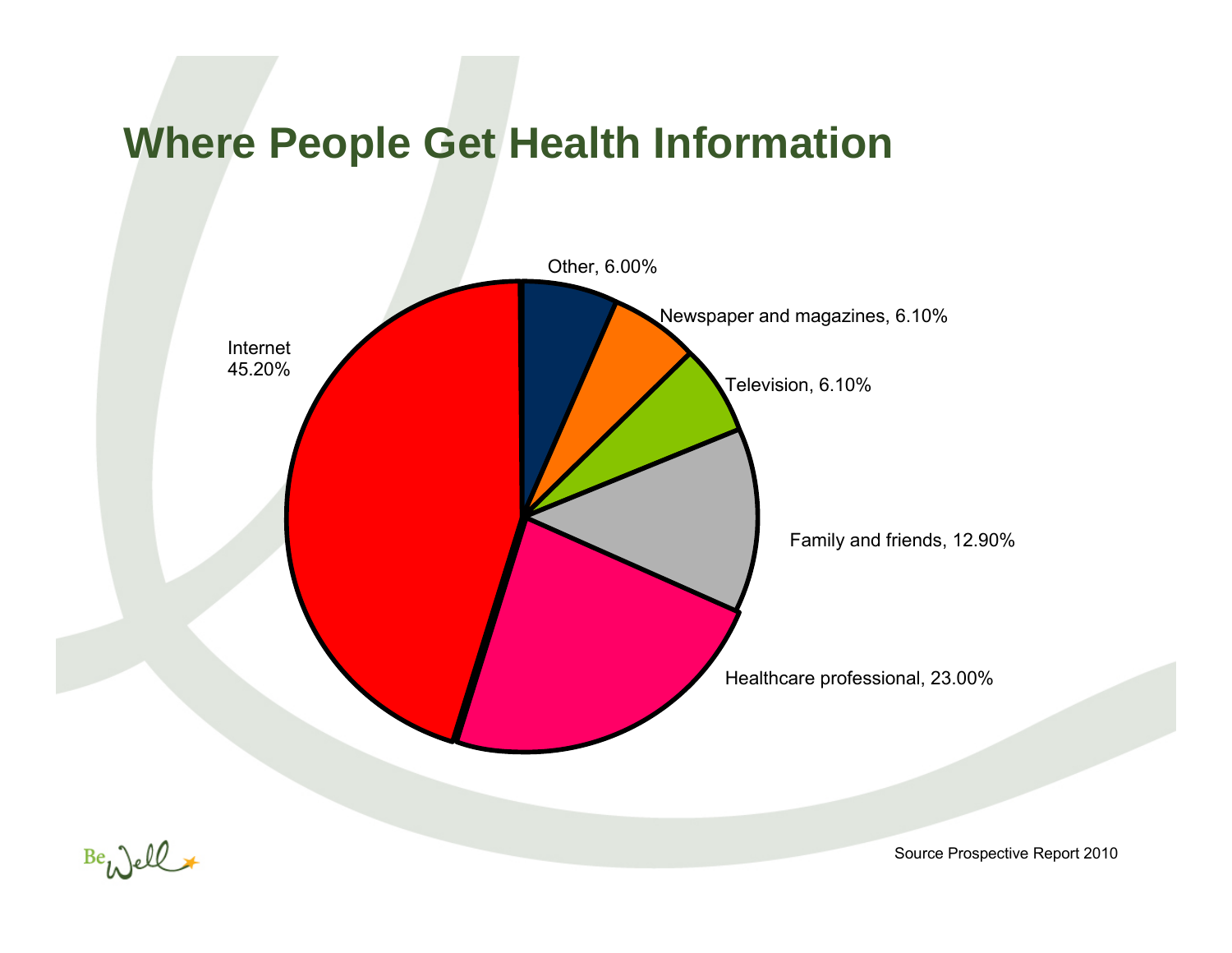# Where People Get Health Information

Other, 6.00%

Newspaper and magazines, 6.10%

Television, 6.10%

Family and friends, 12.90%

Healthcare professional, 23.00%

Internet 45.20%

Source Prospective Report 2010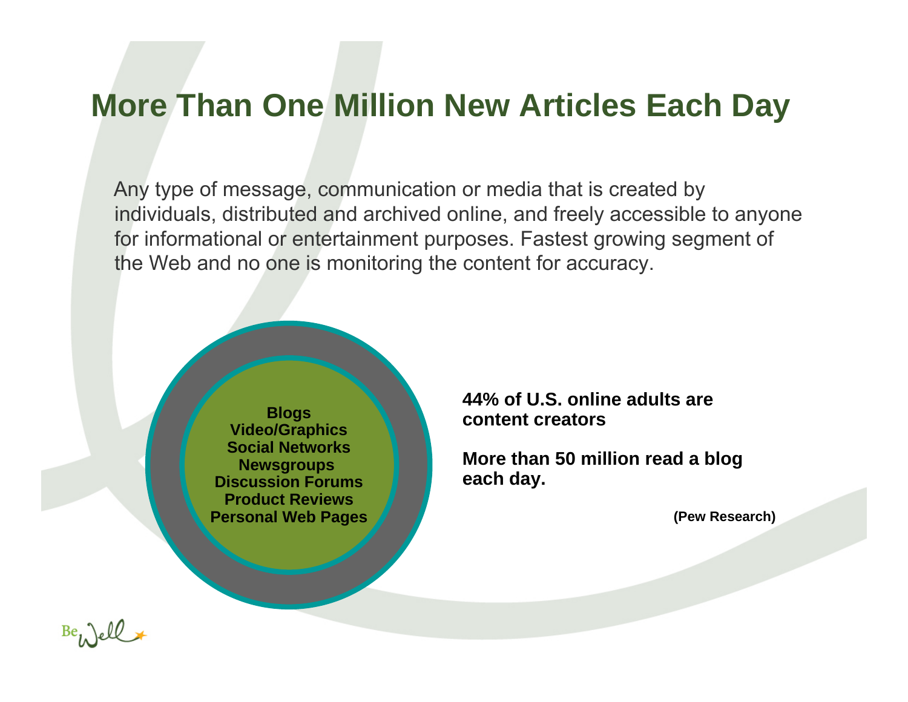# More Than One Million New Articles Each Day

Any type of message, communication or media that is created by individuals, distributed and archived online, and freely accessible to anyone for informational or entertainment purposes. Fastest growing segment of the Web and no one is monitoring the content for accuracy.

**Blogs**
**Video/Graphics**
**Social Networks**
**Newsgroups**
**Discussion Forums**
**Product Reviews**
**Personal Web Pages**

**44% of U.S. online adults are content creators**

**More than 50 million read a blog each day.**

**(Pew Research)**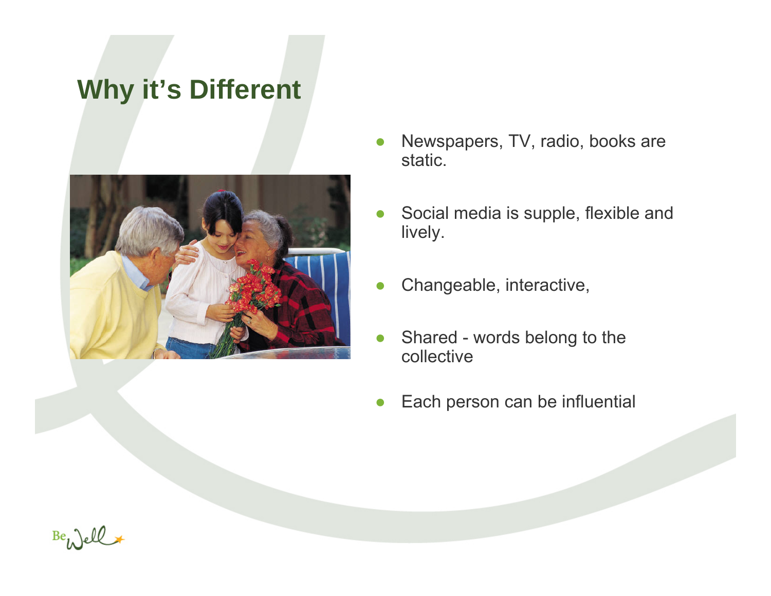# Why it's Different

- Newspapers, TV, radio, books are static.
- Social media is supple, flexible and lively.
- Changeable, interactive,
- Shared - words belong to the collective
- Each person can be influential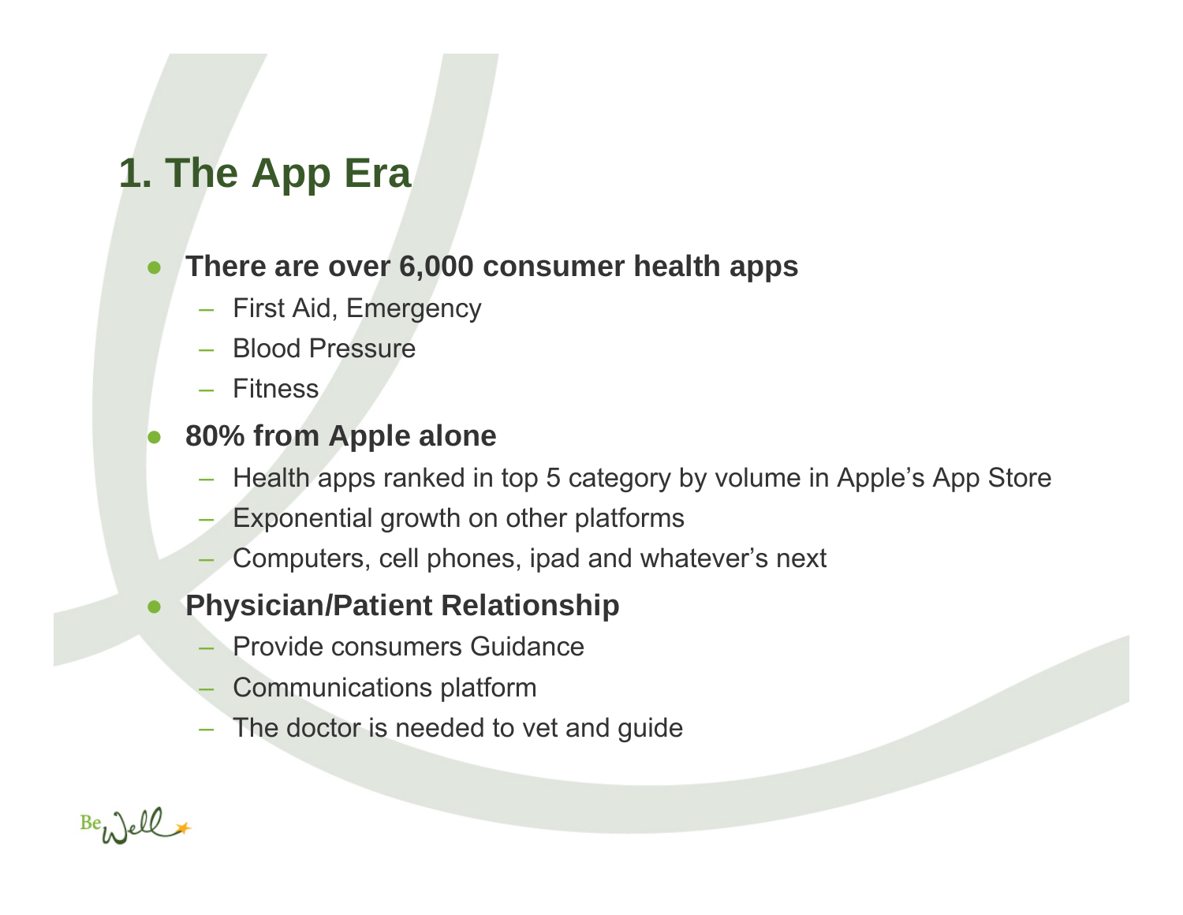# 1. The App Era

- **There are over 6,000 consumer health apps**
  - First Aid, Emergency
  - Blood Pressure
  - Fitness
- **80% from Apple alone**
  - Health apps ranked in top 5 category by volume in Apple's App Store
  - Exponential growth on other platforms
  - Computers, cell phones, ipad and whatever's next
- **Physician/Patient Relationship**
  - Provide consumers Guidance
  - Communications platform
  - The doctor is needed to vet and guide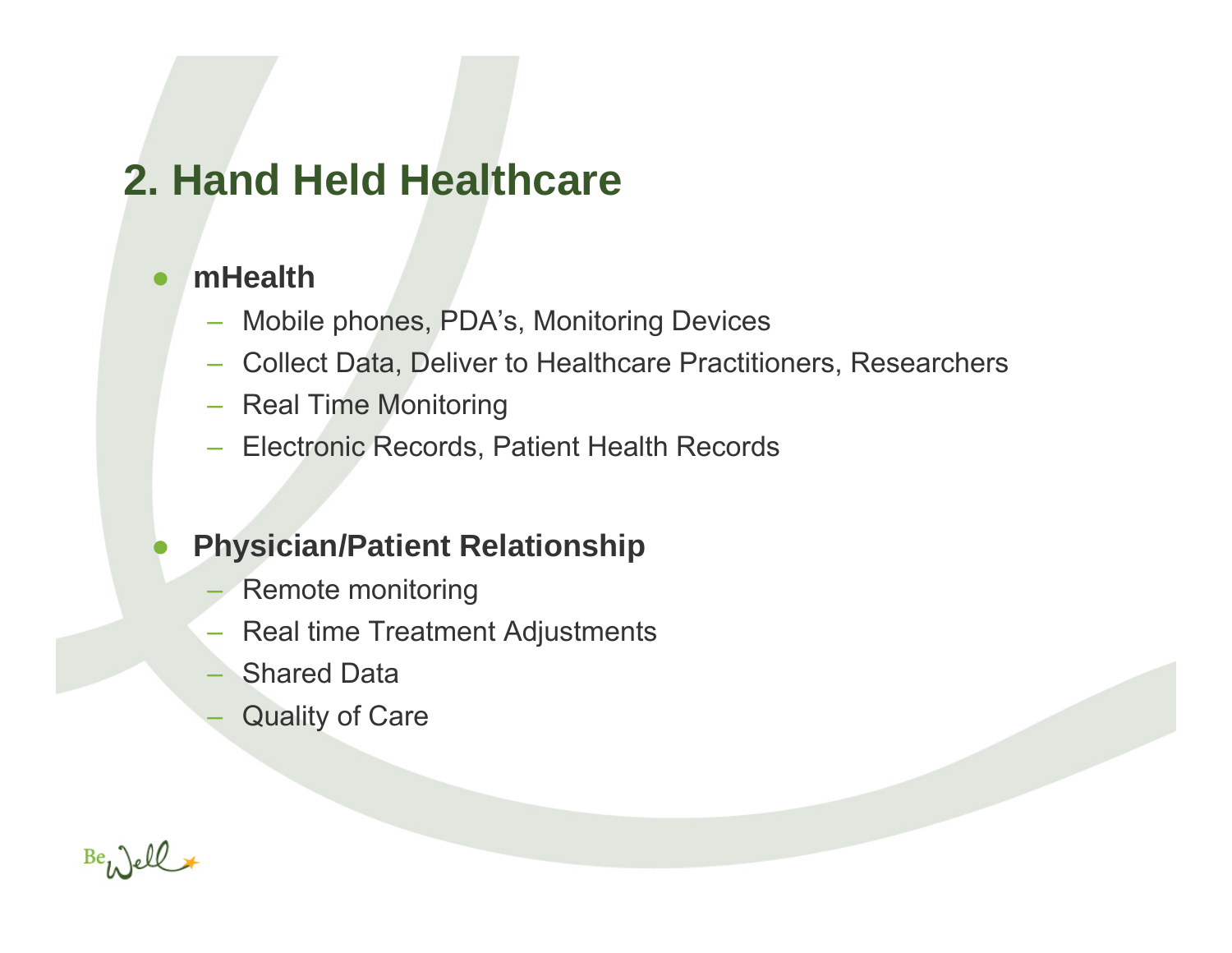# 2. Hand Held Healthcare

- **mHealth**
  - Mobile phones, PDA's, Monitoring Devices
  - Collect Data, Deliver to Healthcare Practitioners, Researchers
  - Real Time Monitoring
  - Electronic Records, Patient Health Records

- **Physician/Patient Relationship**
  - Remote monitoring
  - Real time Treatment Adjustments
  - Shared Data
  - Quality of Care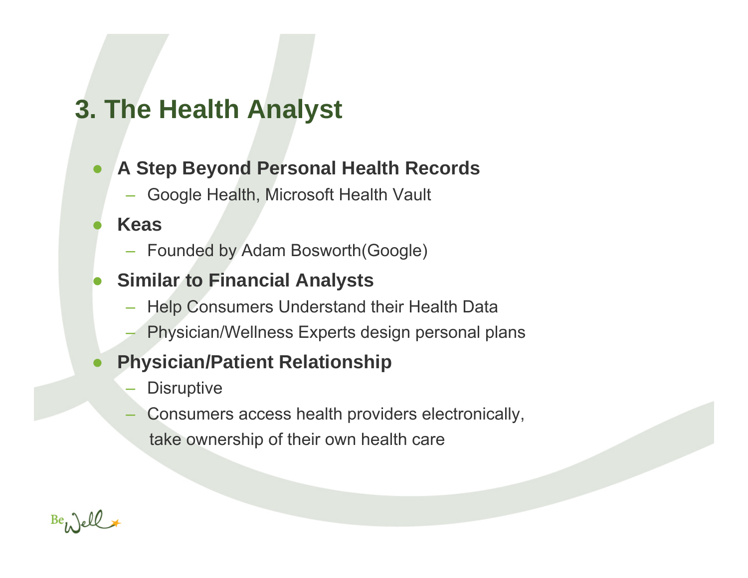# 3. The Health Analyst

- **A Step Beyond Personal Health Records**
  - Google Health, Microsoft Health Vault
- **Keas**
  - Founded by Adam Bosworth(Google)
- **Similar to Financial Analysts**
  - Help Consumers Understand their Health Data
  - Physician/Wellness Experts design personal plans
- **Physician/Patient Relationship**
  - Disruptive
  - Consumers access health providers electronically, take ownership of their own health care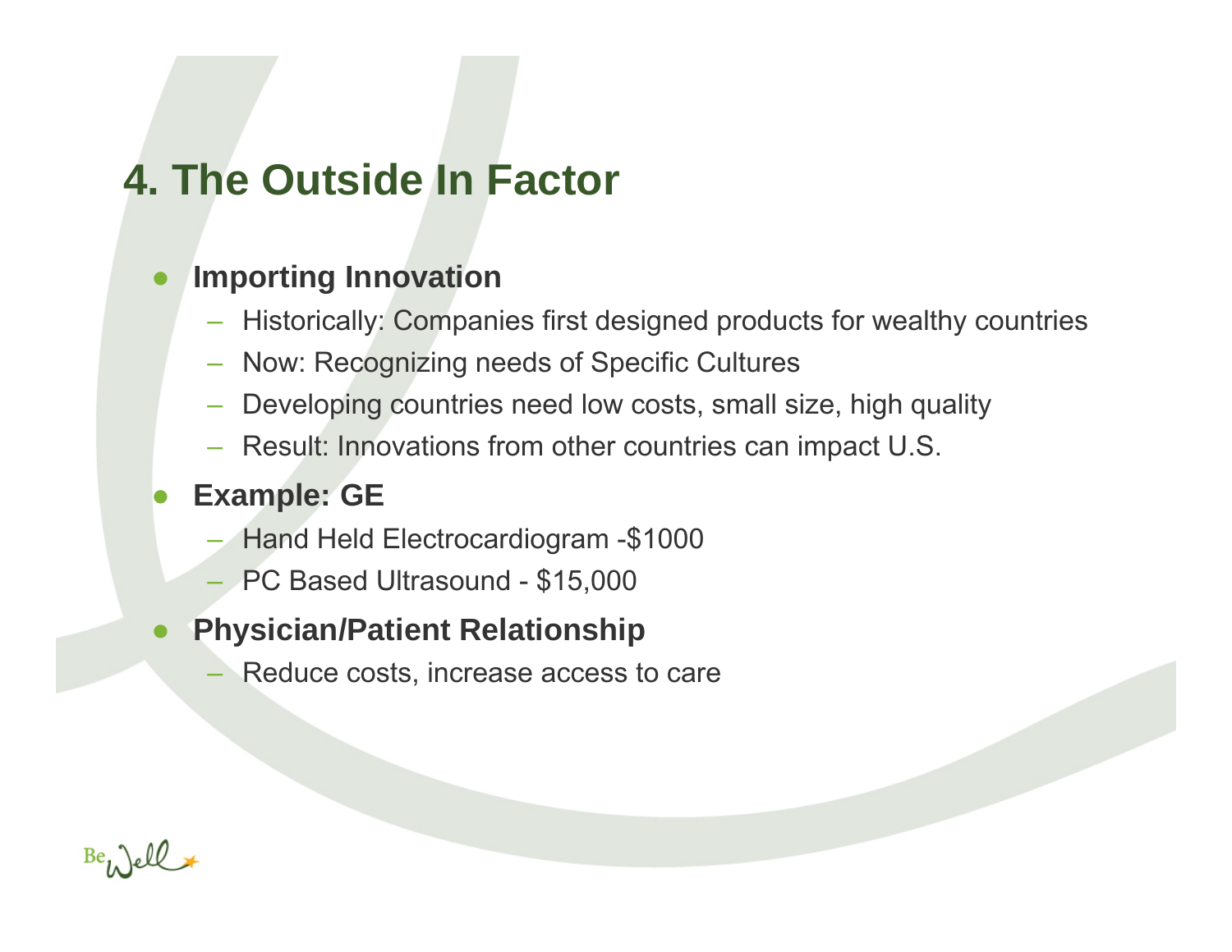# 4. The Outside In Factor

- **Importing Innovation**
  - Historically: Companies first designed products for wealthy countries
  - Now: Recognizing needs of Specific Cultures
  - Developing countries need low costs, small size, high quality
  - Result: Innovations from other countries can impact U.S.
- **Example: GE**
  - Hand Held Electrocardiogram -$1000
  - PC Based Ultrasound - $15,000
- **Physician/Patient Relationship**
  - Reduce costs, increase access to care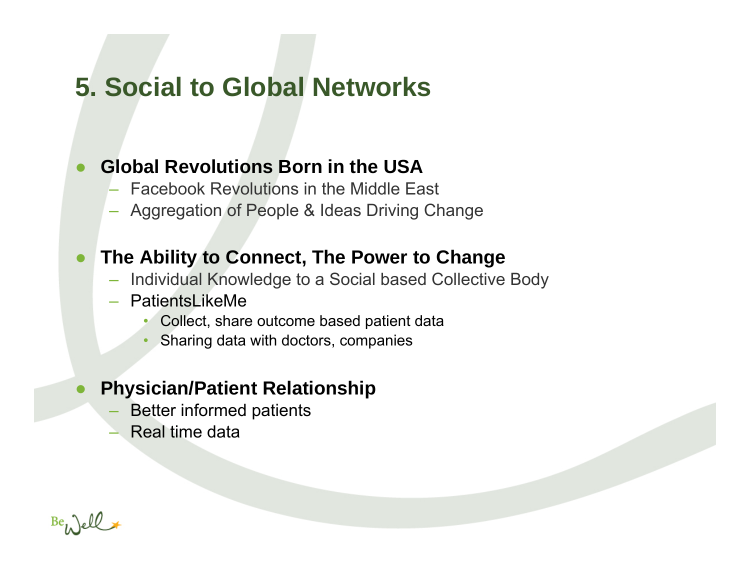# 5. Social to Global Networks

- **Global Revolutions Born in the USA**
  - Facebook Revolutions in the Middle East
  - Aggregation of People & Ideas Driving Change

- **The Ability to Connect, The Power to Change**
  - Individual Knowledge to a Social based Collective Body
  - PatientsLikeMe
    - Collect, share outcome based patient data
    - Sharing data with doctors, companies

- **Physician/Patient Relationship**
  - Better informed patients
  - Real time data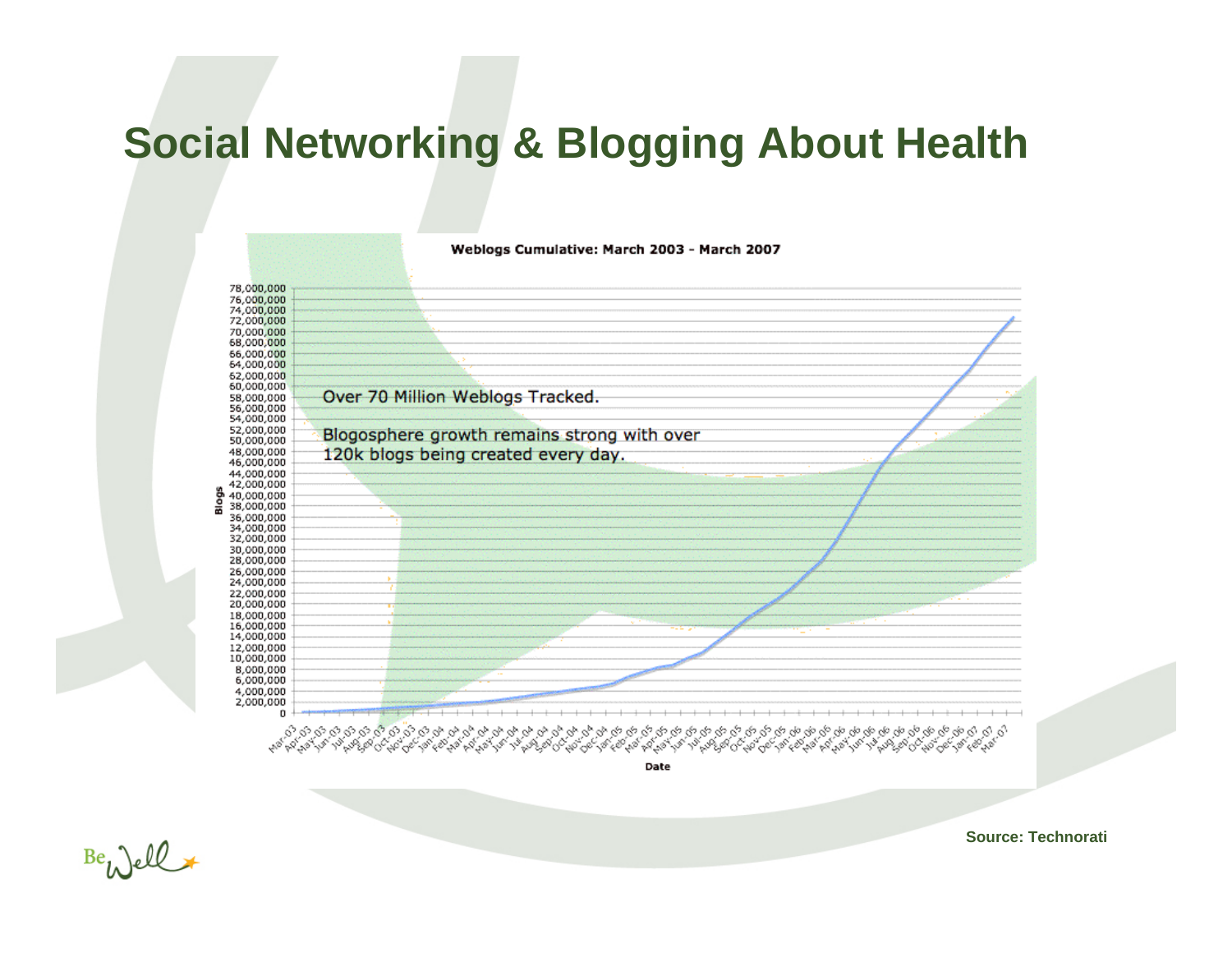# Social Networking & Blogging About Health

**Weblogs Cumulative: March 2003 - March 2007**

Over 70 Million Weblogs Tracked.

Blogosphere growth remains strong with over 120k blogs being created every day.

Source: Technorati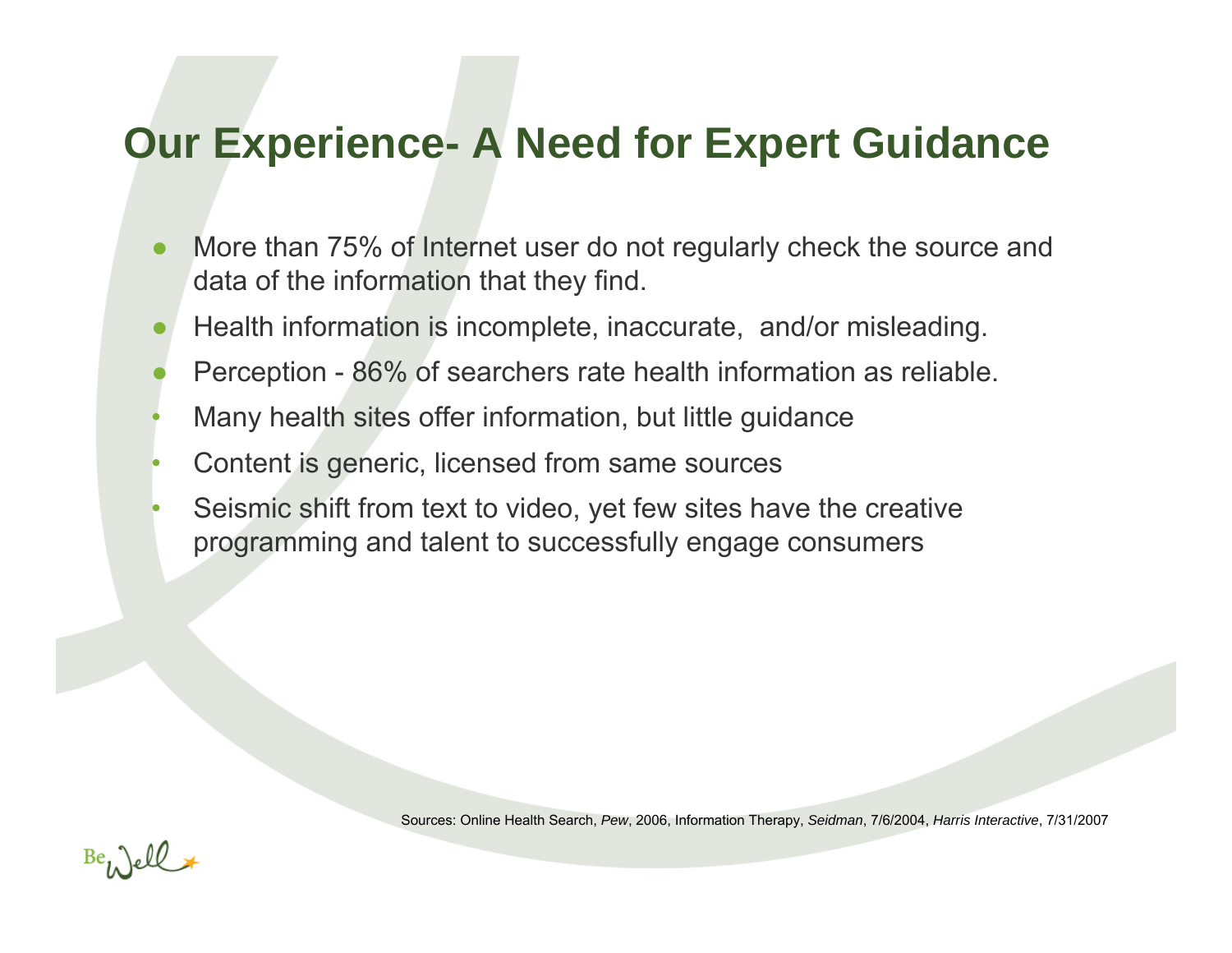# Our Experience- A Need for Expert Guidance

- More than 75% of Internet user do not regularly check the source and data of the information that they find.
- Health information is incomplete, inaccurate, and/or misleading.
- Perception - 86% of searchers rate health information as reliable.
- Many health sites offer information, but little guidance
- Content is generic, licensed from same sources
- Seismic shift from text to video, yet few sites have the creative programming and talent to successfully engage consumers

Sources: Online Health Search, *Pew*, 2006, Information Therapy, *Seidman*, 7/6/2004, *Harris Interactive*, 7/31/2007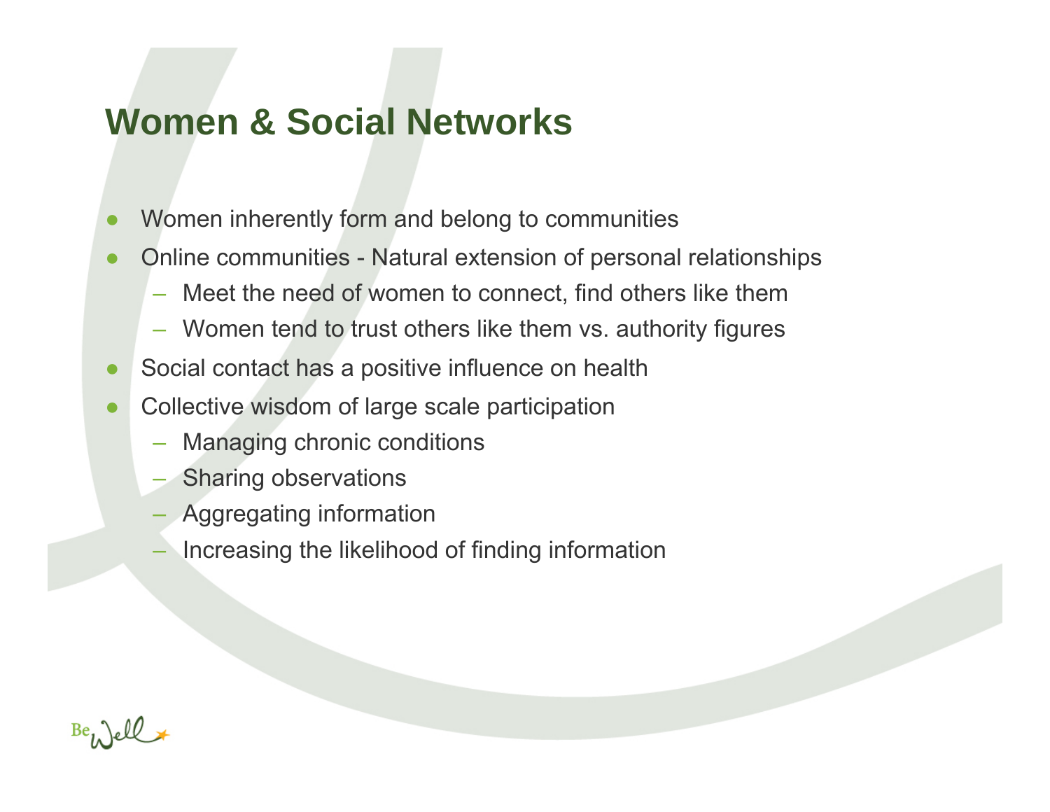# Women & Social Networks

- Women inherently form and belong to communities
- Online communities - Natural extension of personal relationships
  - Meet the need of women to connect, find others like them
  - Women tend to trust others like them vs. authority figures
- Social contact has a positive influence on health
- Collective wisdom of large scale participation
  - Managing chronic conditions
  - Sharing observations
  - Aggregating information
  - Increasing the likelihood of finding information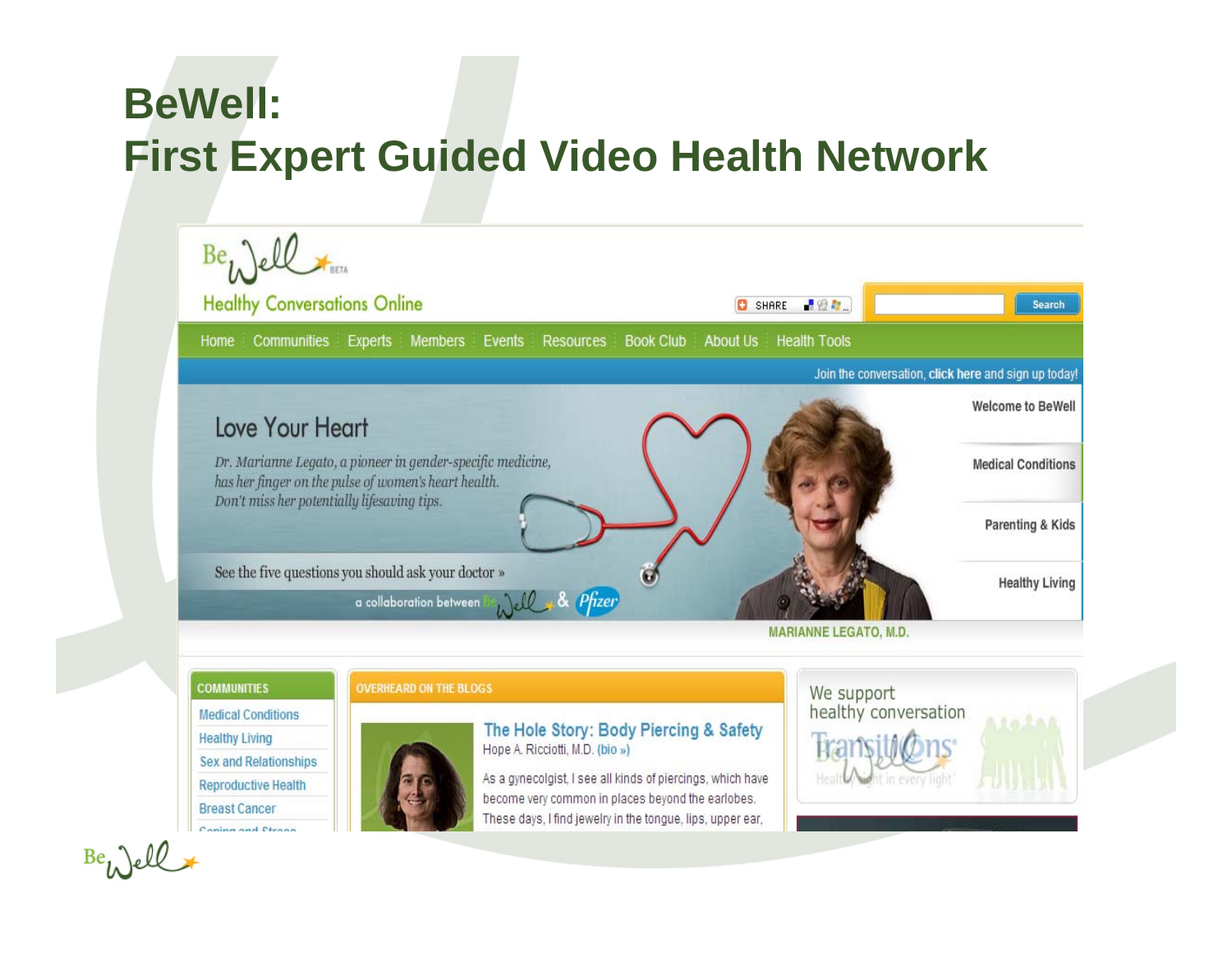# BeWell:
# First Expert Guided Video Health Network

Be Well BETA

Healthy Conversations Online

SHARE

Search

Home | Communities | Experts | Members | Events | Resources | Book Club | About Us | Health Tools

Join the conversation, **click here** and sign up today!

## Love Your Heart

*Dr. Marianne Legato, a pioneer in gender-specific medicine, has her finger on the pulse of women's heart health. Don't miss her potentially lifesaving tips.*

See the five questions you should ask your doctor »

a collaboration between Be Well & Pfizer

MARIANNE LEGATO, M.D.

- Welcome to BeWell
- Medical Conditions
- Parenting & Kids
- Healthy Living

**COMMUNITIES**

- Medical Conditions
- Healthy Living
- Sex and Relationships
- Reproductive Health
- Breast Cancer
- Coping and Stress

**OVERHEARD ON THE BLOGS**

### The Hole Story: Body Piercing & Safety

Hope A. Ricciotti, M.D. (bio »)

As a gynecolgist, I see all kinds of piercings, which have become very common in places beyond the earlobes. These days, I find jewelry in the tongue, lips, upper ear,

We support healthy conversation

Transitions

Be Well

Health ... light in every light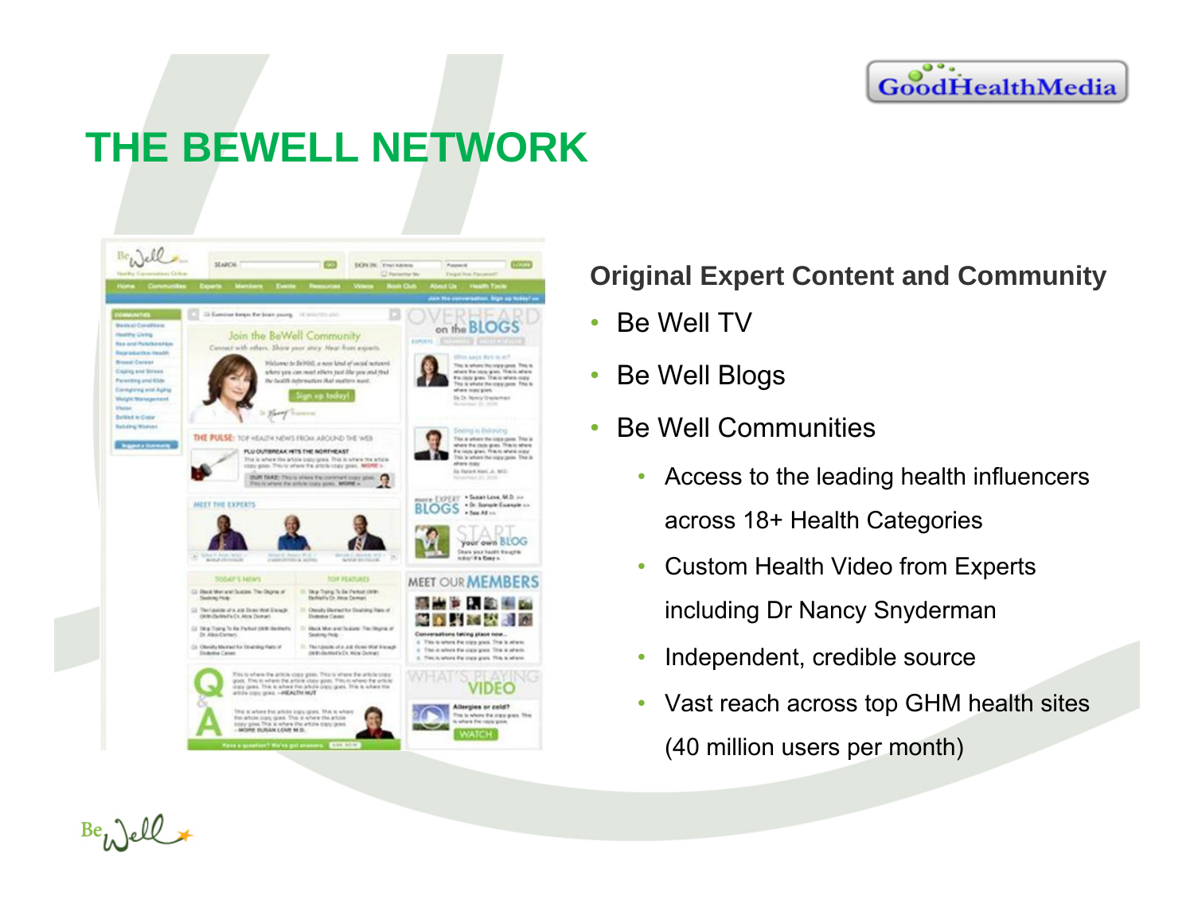# THE BEWELL NETWORK

**Original Expert Content and Community**

- Be Well TV
- Be Well Blogs
- Be Well Communities
  - Access to the leading health influencers across 18+ Health Categories
  - Custom Health Video from Experts including Dr Nancy Snyderman
  - Independent, credible source
  - Vast reach across top GHM health sites (40 million users per month)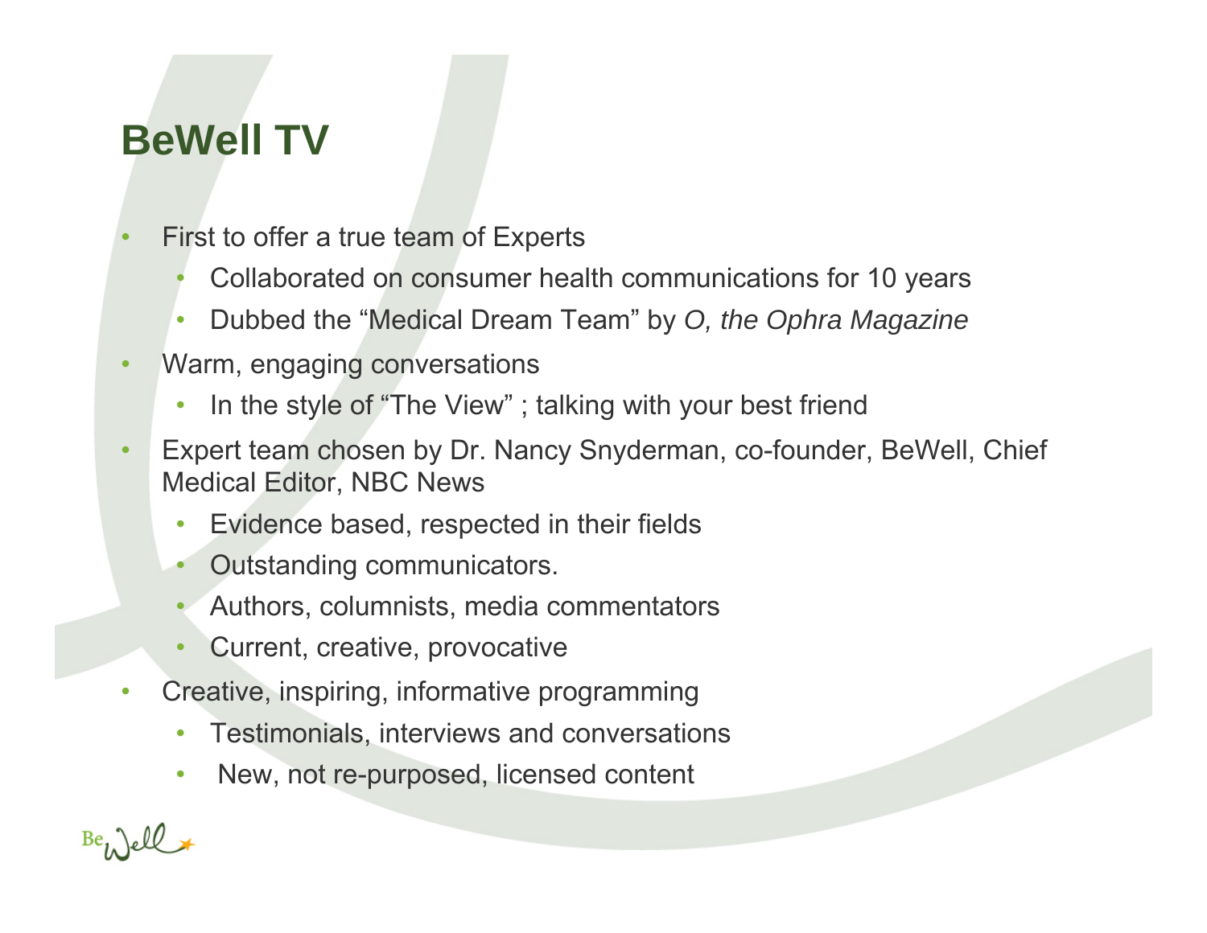# BeWell TV

- First to offer a true team of Experts
  - Collaborated on consumer health communications for 10 years
  - Dubbed the "Medical Dream Team" by *O, the Ophra Magazine*
- Warm, engaging conversations
  - In the style of "The View" ; talking with your best friend
- Expert team chosen by Dr. Nancy Snyderman, co-founder, BeWell, Chief Medical Editor, NBC News
  - Evidence based, respected in their fields
  - Outstanding communicators.
  - Authors, columnists, media commentators
  - Current, creative, provocative
- Creative, inspiring, informative programming
  - Testimonials, interviews and conversations
  - New, not re-purposed, licensed content

BeWell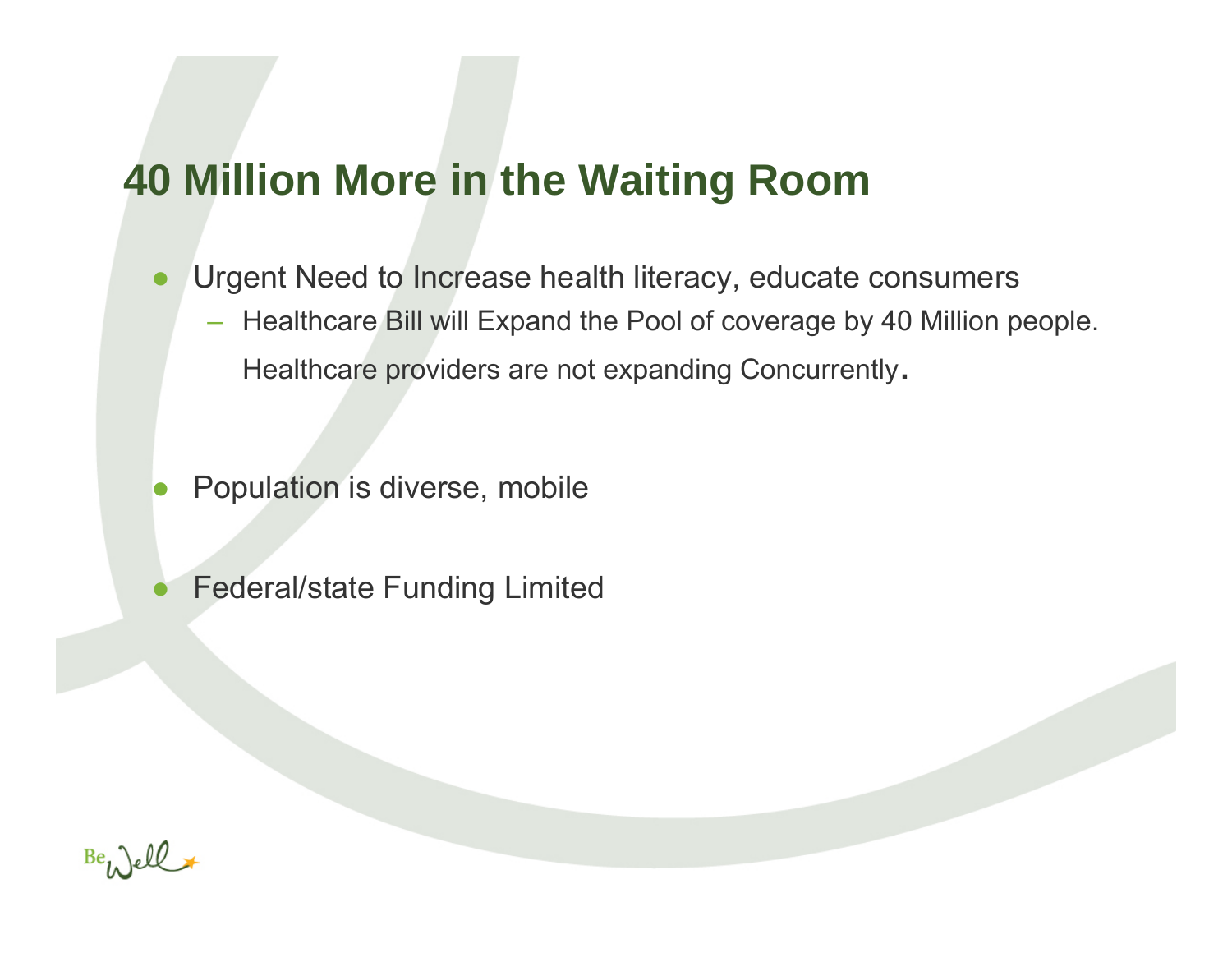# 40 Million More in the Waiting Room

- Urgent Need to Increase health literacy, educate consumers
  - Healthcare Bill will Expand the Pool of coverage by 40 Million people. Healthcare providers are not expanding Concurrently.

- Population is diverse, mobile

- Federal/state Funding Limited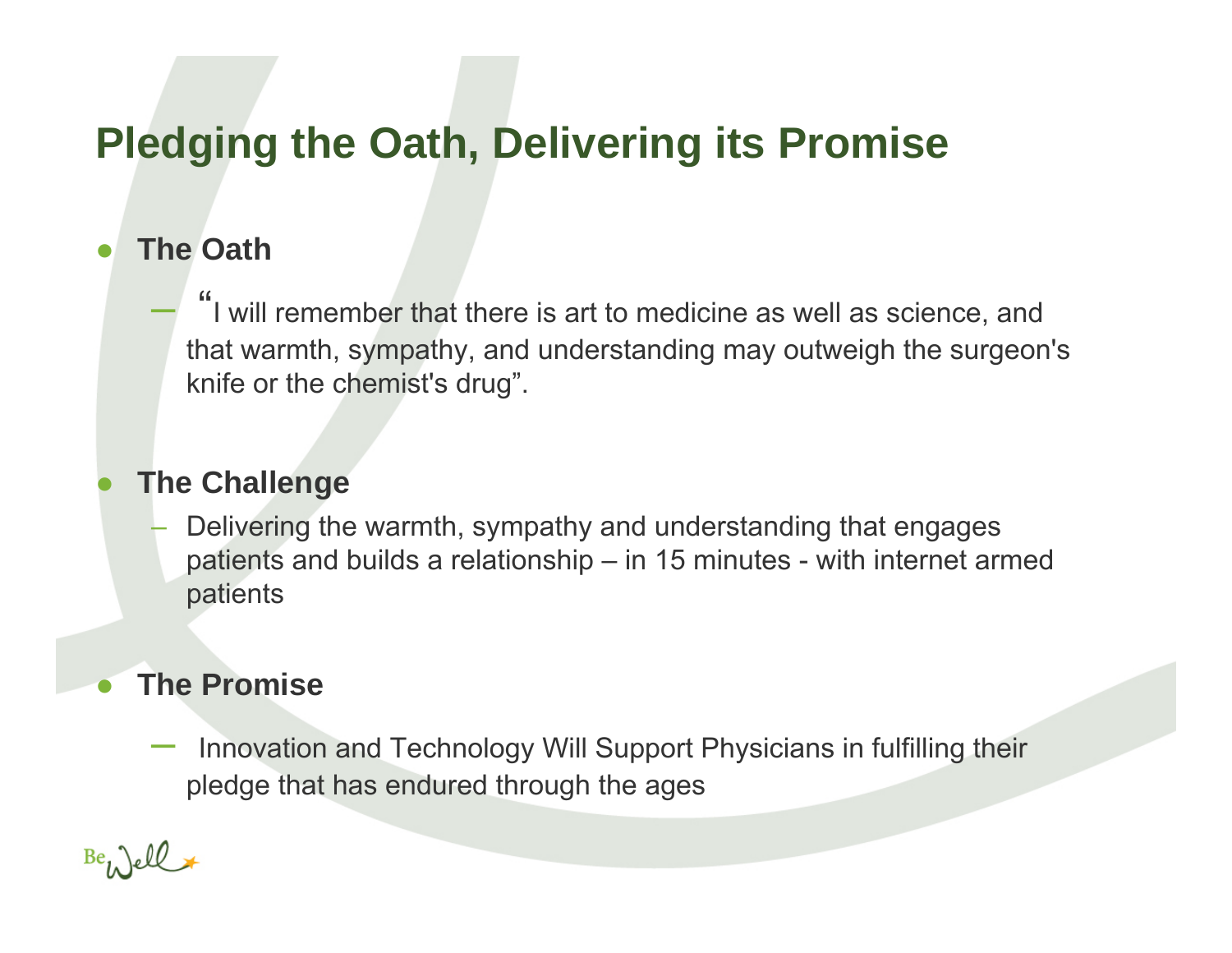# Pledging the Oath, Delivering its Promise

- **The Oath**
  - "I will remember that there is art to medicine as well as science, and that warmth, sympathy, and understanding may outweigh the surgeon's knife or the chemist's drug".

- **The Challenge**
  - Delivering the warmth, sympathy and understanding that engages patients and builds a relationship – in 15 minutes - with internet armed patients

- **The Promise**
  - Innovation and Technology Will Support Physicians in fulfilling their pledge that has endured through the ages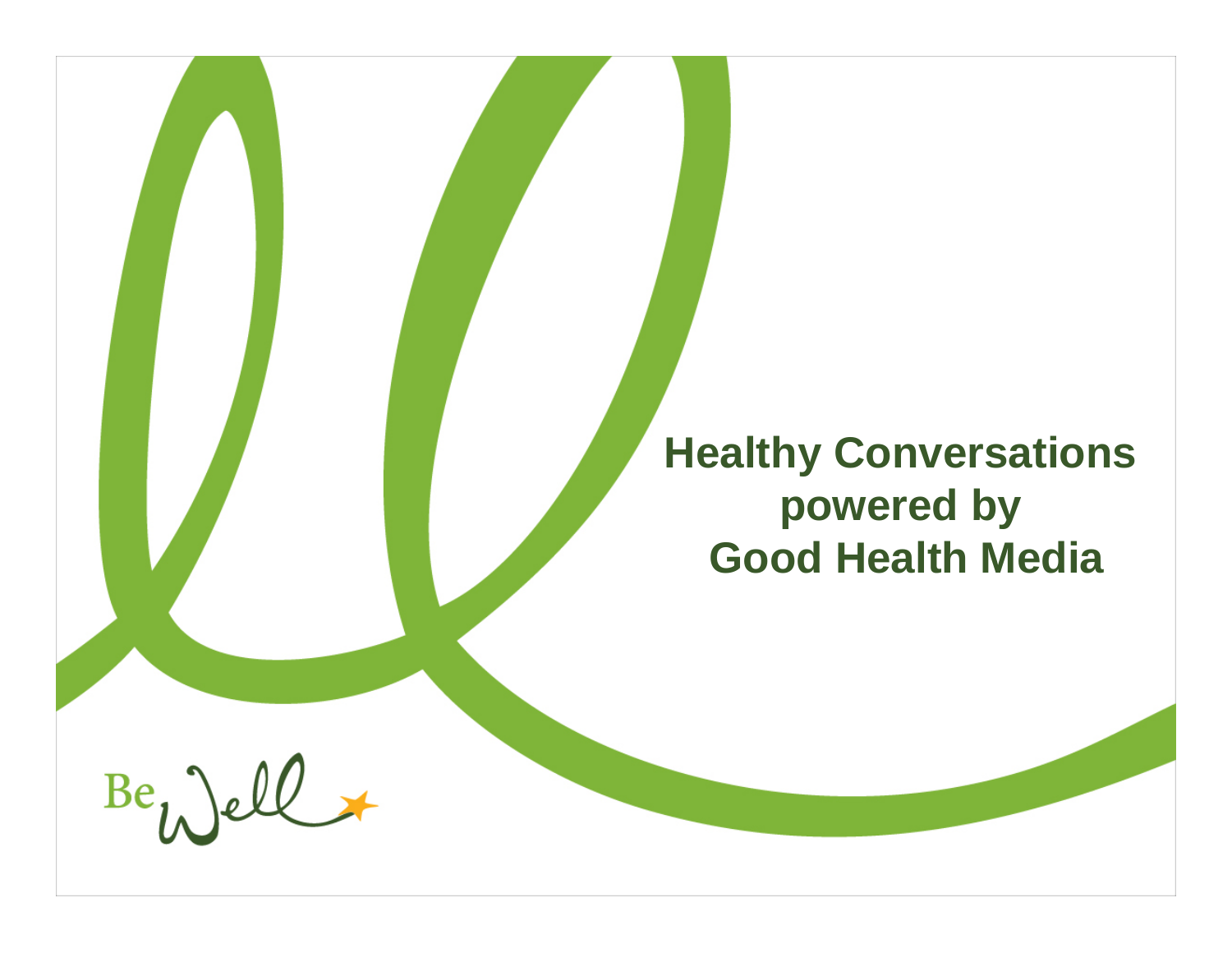**Healthy Conversations powered by Good Health Media**

Be Well